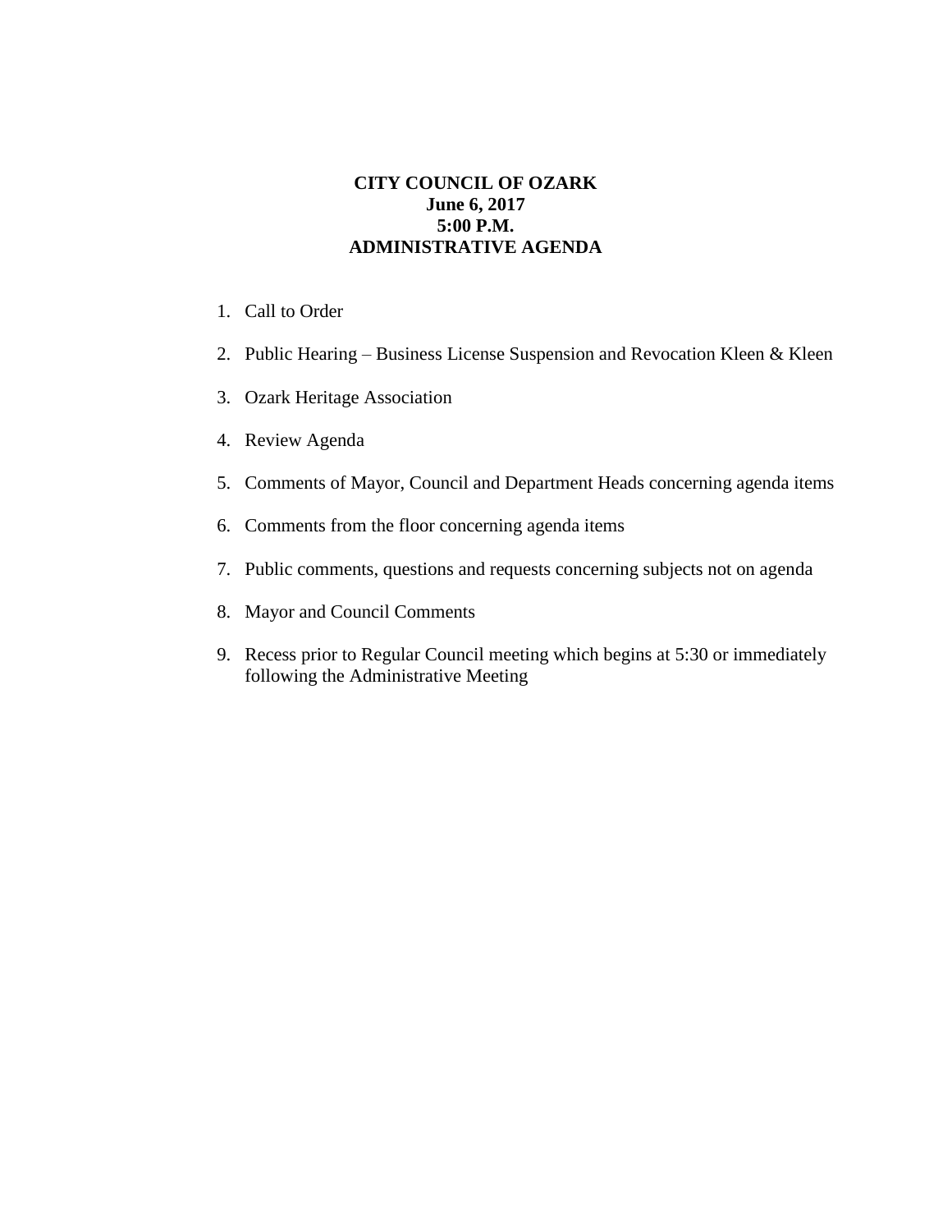# CITY COUNCIL OF OZARK
**June 6, 2017**
**5:00 P.M.**
**ADMINISTRATIVE AGENDA**

1. Call to Order

2. Public Hearing – Business License Suspension and Revocation Kleen & Kleen

3. Ozark Heritage Association

4. Review Agenda

5. Comments of Mayor, Council and Department Heads concerning agenda items

6. Comments from the floor concerning agenda items

7. Public comments, questions and requests concerning subjects not on agenda

8. Mayor and Council Comments

9. Recess prior to Regular Council meeting which begins at 5:30 or immediately following the Administrative Meeting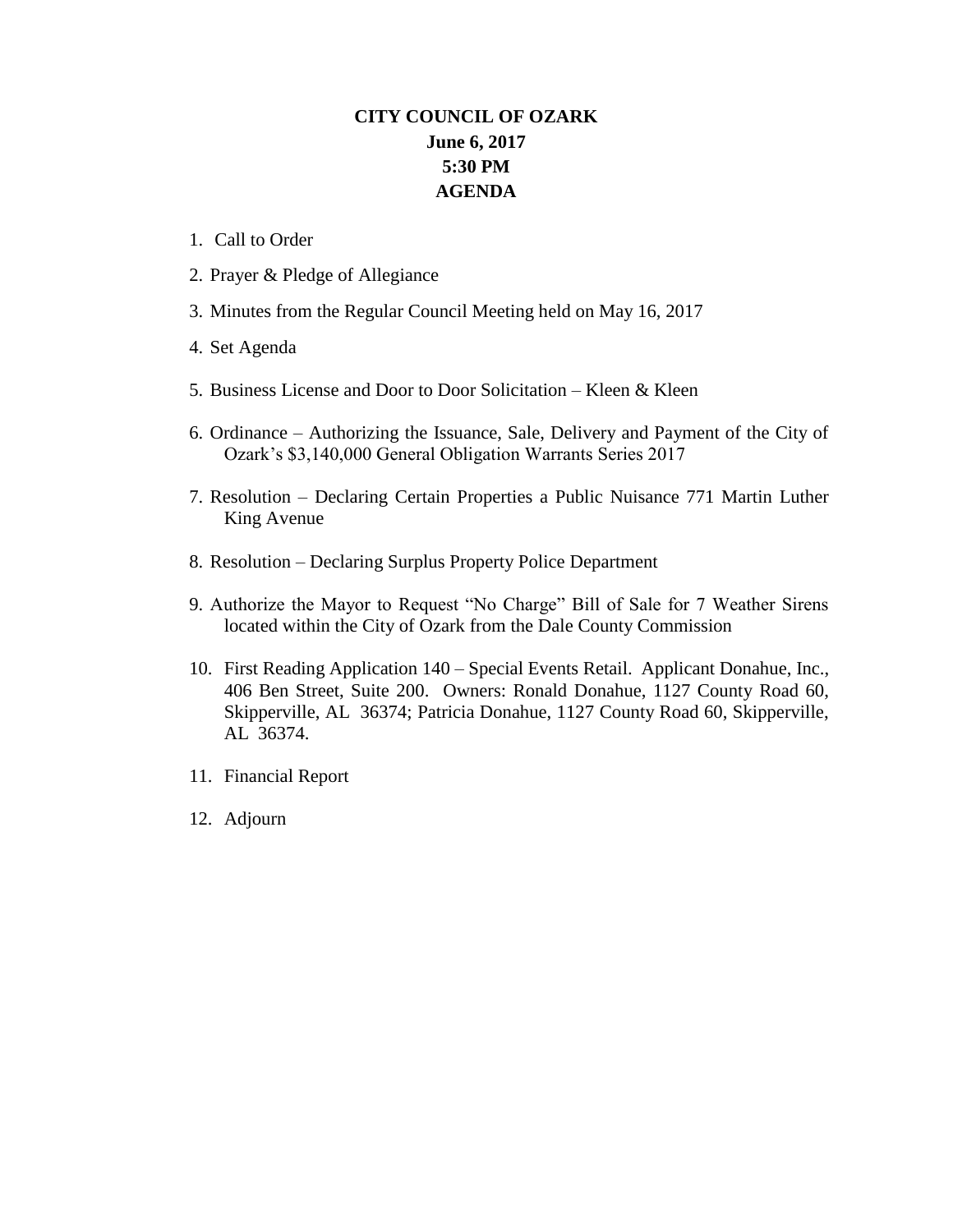**CITY COUNCIL OF OZARK**
**June 6, 2017**
**5:30 PM**
**AGENDA**

1. Call to Order
2. Prayer & Pledge of Allegiance
3. Minutes from the Regular Council Meeting held on May 16, 2017
4. Set Agenda
5. Business License and Door to Door Solicitation – Kleen & Kleen
6. Ordinance – Authorizing the Issuance, Sale, Delivery and Payment of the City of Ozark's $3,140,000 General Obligation Warrants Series 2017
7. Resolution – Declaring Certain Properties a Public Nuisance 771 Martin Luther King Avenue
8. Resolution – Declaring Surplus Property Police Department
9. Authorize the Mayor to Request "No Charge" Bill of Sale for 7 Weather Sirens located within the City of Ozark from the Dale County Commission
10. First Reading Application 140 – Special Events Retail. Applicant Donahue, Inc., 406 Ben Street, Suite 200. Owners: Ronald Donahue, 1127 County Road 60, Skipperville, AL 36374; Patricia Donahue, 1127 County Road 60, Skipperville, AL 36374.
11. Financial Report
12. Adjourn